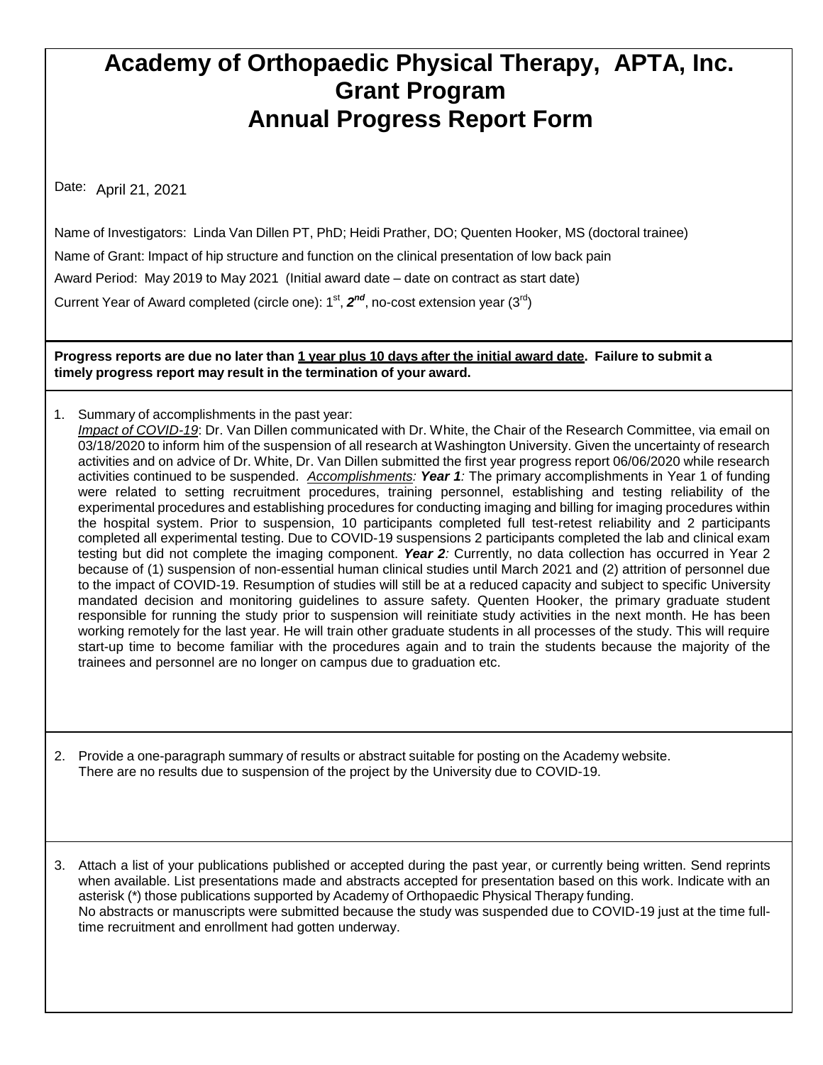# Academy of Orthopaedic Physical Therapy, APTA, Inc.
# Grant Program
# Annual Progress Report Form

Date: April 21, 2021

Name of Investigators: Linda Van Dillen PT, PhD; Heidi Prather, DO; Quenten Hooker, MS (doctoral trainee)

Name of Grant: Impact of hip structure and function on the clinical presentation of low back pain

Award Period: May 2019 to May 2021 (Initial award date – date on contract as start date)

Current Year of Award completed (circle one): 1st, ***2nd***, no-cost extension year (3rd)

**Progress reports are due no later than <u>1 year plus 10 days after the initial award date</u>. Failure to submit a timely progress report may result in the termination of your award.**

1. Summary of accomplishments in the past year:
   <u>*Impact of COVID-19*</u>: Dr. Van Dillen communicated with Dr. White, the Chair of the Research Committee, via email on 03/18/2020 to inform him of the suspension of all research at Washington University. Given the uncertainty of research activities and on advice of Dr. White, Dr. Van Dillen submitted the first year progress report 06/06/2020 while research activities continued to be suspended. <u>*Accomplishments:*</u> ***Year 1****:* The primary accomplishments in Year 1 of funding were related to setting recruitment procedures, training personnel, establishing and testing reliability of the experimental procedures and establishing procedures for conducting imaging and billing for imaging procedures within the hospital system. Prior to suspension, 10 participants completed full test-retest reliability and 2 participants completed all experimental testing. Due to COVID-19 suspensions 2 participants completed the lab and clinical exam testing but did not complete the imaging component. ***Year 2****:* Currently, no data collection has occurred in Year 2 because of (1) suspension of non-essential human clinical studies until March 2021 and (2) attrition of personnel due to the impact of COVID-19. Resumption of studies will still be at a reduced capacity and subject to specific University mandated decision and monitoring guidelines to assure safety. Quenten Hooker, the primary graduate student responsible for running the study prior to suspension will reinitiate study activities in the next month. He has been working remotely for the last year. He will train other graduate students in all processes of the study. This will require start-up time to become familiar with the procedures again and to train the students because the majority of the trainees and personnel are no longer on campus due to graduation etc.

2. Provide a one-paragraph summary of results or abstract suitable for posting on the Academy website.
   There are no results due to suspension of the project by the University due to COVID-19.

3. Attach a list of your publications published or accepted during the past year, or currently being written. Send reprints when available. List presentations made and abstracts accepted for presentation based on this work. Indicate with an asterisk (*) those publications supported by Academy of Orthopaedic Physical Therapy funding.
   No abstracts or manuscripts were submitted because the study was suspended due to COVID-19 just at the time full-time recruitment and enrollment had gotten underway.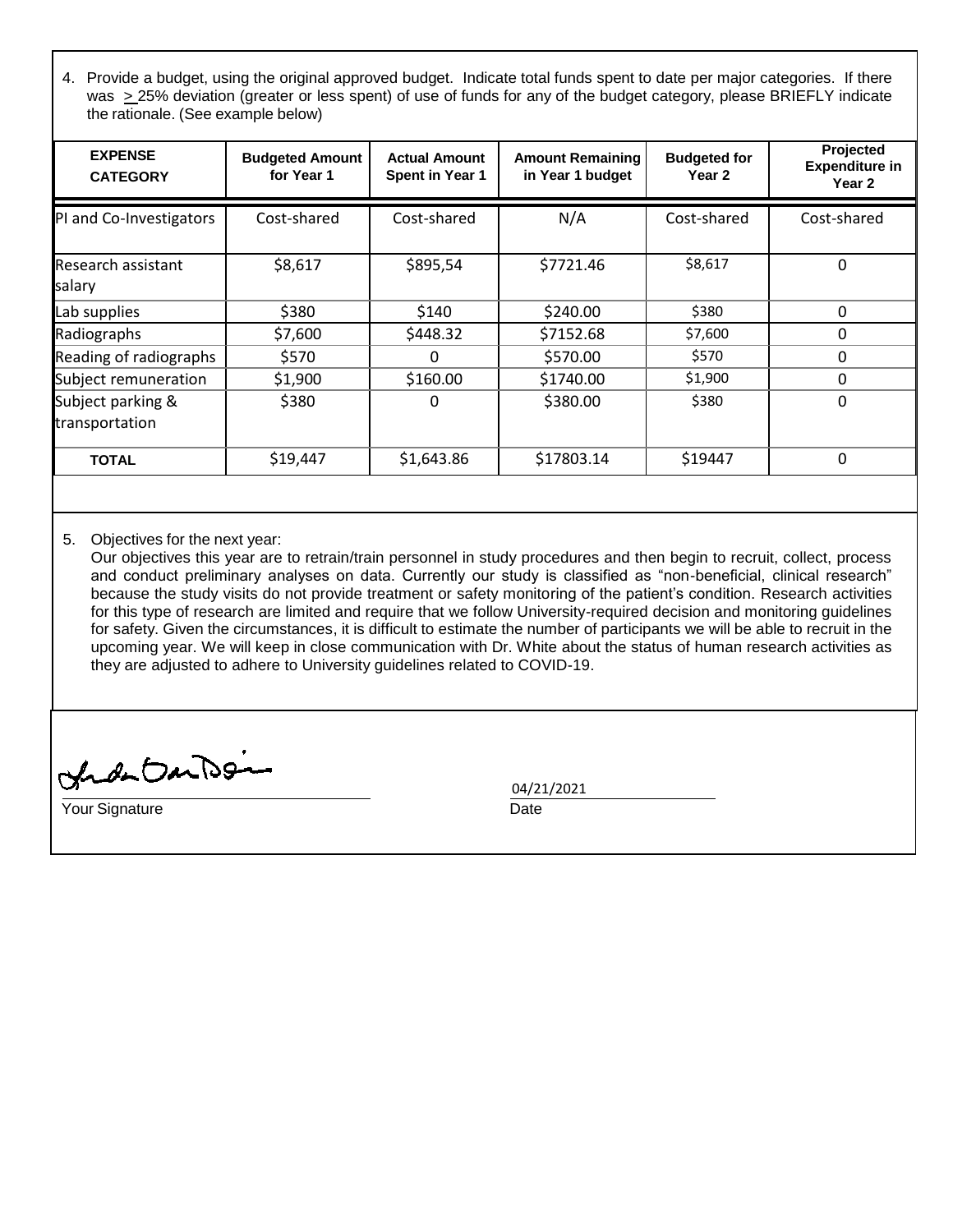4. Provide a budget, using the original approved budget. Indicate total funds spent to date per major categories. If there was > 25% deviation (greater or less spent) of use of funds for any of the budget category, please BRIEFLY indicate the rationale. (See example below)

| EXPENSE CATEGORY | Budgeted Amount for Year 1 | Actual Amount Spent in Year 1 | Amount Remaining in Year 1 budget | Budgeted for Year 2 | Projected Expenditure in Year 2 |
|---|---|---|---|---|---|
| PI and Co-Investigators | Cost-shared | Cost-shared | N/A | Cost-shared | Cost-shared |
| Research assistant salary | $8,617 | $895,54 | $7721.46 | $8,617 | 0 |
| Lab supplies | $380 | $140 | $240.00 | $380 | 0 |
| Radiographs | $7,600 | $448.32 | $7152.68 | $7,600 | 0 |
| Reading of radiographs | $570 | 0 | $570.00 | $570 | 0 |
| Subject remuneration | $1,900 | $160.00 | $1740.00 | $1,900 | 0 |
| Subject parking & transportation | $380 | 0 | $380.00 | $380 | 0 |
| **TOTAL** | $19,447 | $1,643.86 | $17803.14 | $19447 | 0 |

5. Objectives for the next year:
   Our objectives this year are to retrain/train personnel in study procedures and then begin to recruit, collect, process and conduct preliminary analyses on data. Currently our study is classified as "non-beneficial, clinical research" because the study visits do not provide treatment or safety monitoring of the patient's condition. Research activities for this type of research are limited and require that we follow University-required decision and monitoring guidelines for safety. Given the circumstances, it is difficult to estimate the number of participants we will be able to recruit in the upcoming year. We will keep in close communication with Dr. White about the status of human research activities as they are adjusted to adhere to University guidelines related to COVID-19.

Your Signature

04/21/2021

Date